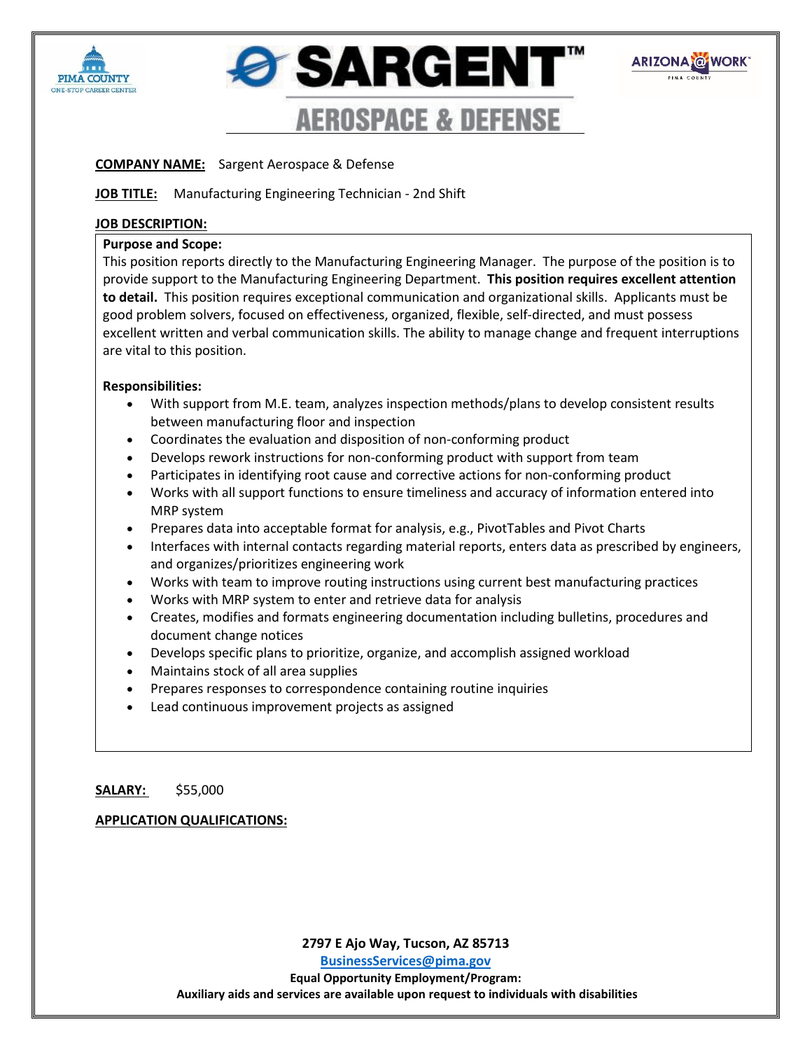PIMA COUNTY
ONE-STOP CAREER CENTER

# SARGENT™ AEROSPACE & DEFENSE

ARIZONA@WORK
PIMA COUNTY

**COMPANY NAME:** Sargent Aerospace & Defense

**JOB TITLE:** Manufacturing Engineering Technician - 2nd Shift

**JOB DESCRIPTION:**

**Purpose and Scope:**

This position reports directly to the Manufacturing Engineering Manager. The purpose of the position is to provide support to the Manufacturing Engineering Department. **This position requires excellent attention to detail.** This position requires exceptional communication and organizational skills. Applicants must be good problem solvers, focused on effectiveness, organized, flexible, self-directed, and must possess excellent written and verbal communication skills. The ability to manage change and frequent interruptions are vital to this position.

**Responsibilities:**

- With support from M.E. team, analyzes inspection methods/plans to develop consistent results between manufacturing floor and inspection
- Coordinates the evaluation and disposition of non-conforming product
- Develops rework instructions for non-conforming product with support from team
- Participates in identifying root cause and corrective actions for non-conforming product
- Works with all support functions to ensure timeliness and accuracy of information entered into MRP system
- Prepares data into acceptable format for analysis, e.g., PivotTables and Pivot Charts
- Interfaces with internal contacts regarding material reports, enters data as prescribed by engineers, and organizes/prioritizes engineering work
- Works with team to improve routing instructions using current best manufacturing practices
- Works with MRP system to enter and retrieve data for analysis
- Creates, modifies and formats engineering documentation including bulletins, procedures and document change notices
- Develops specific plans to prioritize, organize, and accomplish assigned workload
- Maintains stock of all area supplies
- Prepares responses to correspondence containing routine inquiries
- Lead continuous improvement projects as assigned

**SALARY:** $55,000

**APPLICATION QUALIFICATIONS:**

**2797 E Ajo Way, Tucson, AZ 85713**

**BusinessServices@pima.gov**

**Equal Opportunity Employment/Program:**

**Auxiliary aids and services are available upon request to individuals with disabilities**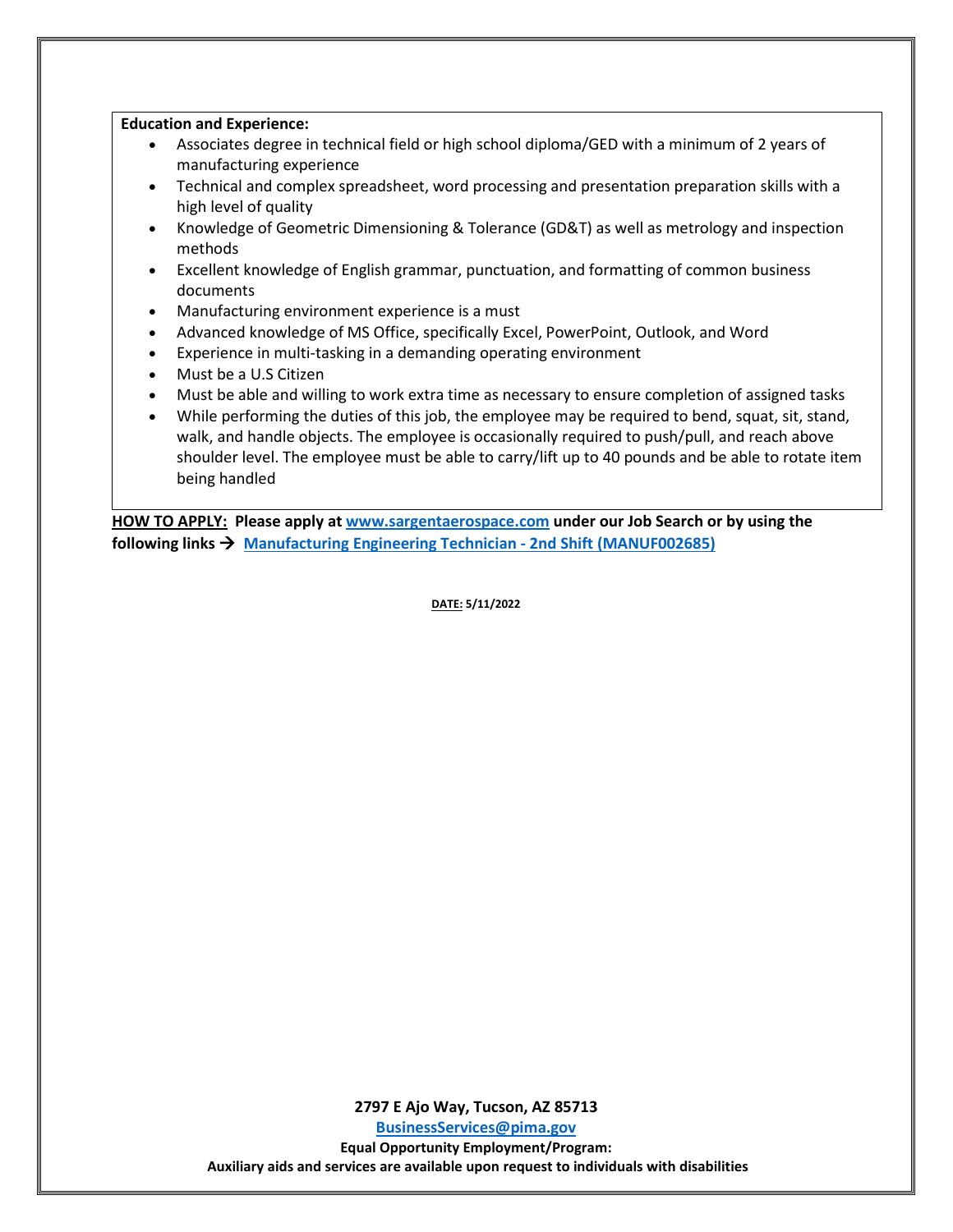**Education and Experience:**

- Associates degree in technical field or high school diploma/GED with a minimum of 2 years of manufacturing experience
- Technical and complex spreadsheet, word processing and presentation preparation skills with a high level of quality
- Knowledge of Geometric Dimensioning & Tolerance (GD&T) as well as metrology and inspection methods
- Excellent knowledge of English grammar, punctuation, and formatting of common business documents
- Manufacturing environment experience is a must
- Advanced knowledge of MS Office, specifically Excel, PowerPoint, Outlook, and Word
- Experience in multi-tasking in a demanding operating environment
- Must be a U.S Citizen
- Must be able and willing to work extra time as necessary to ensure completion of assigned tasks
- While performing the duties of this job, the employee may be required to bend, squat, sit, stand, walk, and handle objects. The employee is occasionally required to push/pull, and reach above shoulder level. The employee must be able to carry/lift up to 40 pounds and be able to rotate item being handled

**HOW TO APPLY: Please apply at www.sargentaerospace.com under our Job Search or by using the following links → Manufacturing Engineering Technician - 2nd Shift (MANUF002685)**

**DATE: 5/11/2022**

**2797 E Ajo Way, Tucson, AZ 85713**

**BusinessServices@pima.gov**

**Equal Opportunity Employment/Program:**

**Auxiliary aids and services are available upon request to individuals with disabilities**